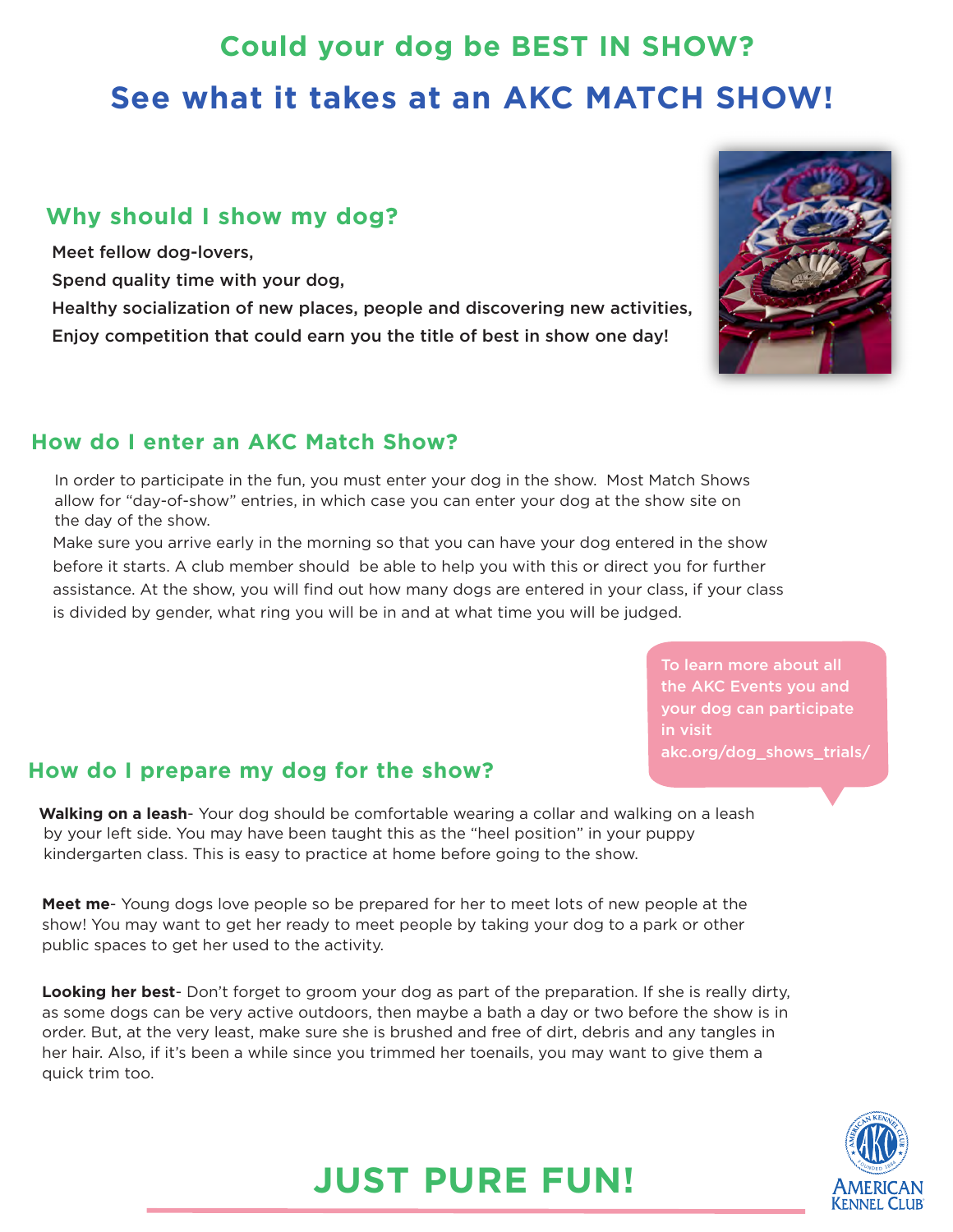# Could your dog be BEST IN SHOW?

# See what it takes at an AKC MATCH SHOW!

## Why should I show my dog?

Meet fellow dog-lovers,

Spend quality time with your dog,

Healthy socialization of new places, people and discovering new activities,

Enjoy competition that could earn you the title of best in show one day!

## How do I enter an AKC Match Show?

In order to participate in the fun, you must enter your dog in the show. Most Match Shows allow for "day-of-show" entries, in which case you can enter your dog at the show site on the day of the show.

Make sure you arrive early in the morning so that you can have your dog entered in the show before it starts. A club member should be able to help you with this or direct you for further assistance. At the show, you will find out how many dogs are entered in your class, if your class is divided by gender, what ring you will be in and at what time you will be judged.

To learn more about all the AKC Events you and your dog can participate in visit akc.org/dog_shows_trials/

## How do I prepare my dog for the show?

**Walking on a leash**- Your dog should be comfortable wearing a collar and walking on a leash by your left side. You may have been taught this as the "heel position" in your puppy kindergarten class. This is easy to practice at home before going to the show.

**Meet me**- Young dogs love people so be prepared for her to meet lots of new people at the show! You may want to get her ready to meet people by taking your dog to a park or other public spaces to get her used to the activity.

**Looking her best**- Don't forget to groom your dog as part of the preparation. If she is really dirty, as some dogs can be very active outdoors, then maybe a bath a day or two before the show is in order. But, at the very least, make sure she is brushed and free of dirt, debris and any tangles in her hair. Also, if it's been a while since you trimmed her toenails, you may want to give them a quick trim too.

# JUST PURE FUN!

American Kennel Club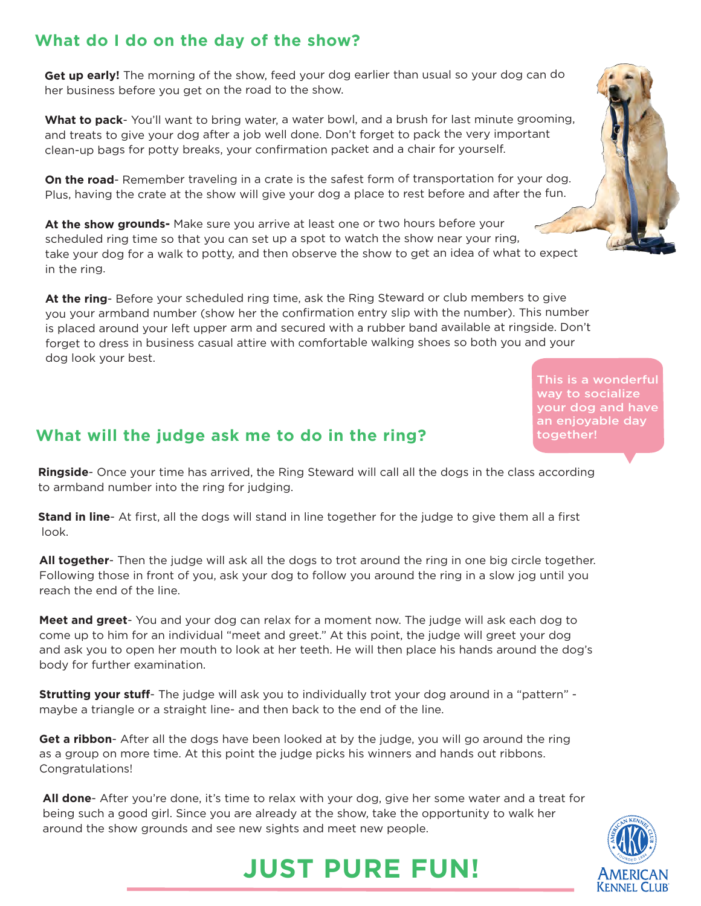## What do I do on the day of the show?

**Get up early!** The morning of the show, feed your dog earlier than usual so your dog can do her business before you get on the road to the show.

**What to pack**- You'll want to bring water, a water bowl, and a brush for last minute grooming, and treats to give your dog after a job well done. Don't forget to pack the very important clean-up bags for potty breaks, your confirmation packet and a chair for yourself.

**On the road**- Remember traveling in a crate is the safest form of transportation for your dog. Plus, having the crate at the show will give your dog a place to rest before and after the fun.

**At the show grounds-** Make sure you arrive at least one or two hours before your scheduled ring time so that you can set up a spot to watch the show near your ring, take your dog for a walk to potty, and then observe the show to get an idea of what to expect in the ring.

**At the ring**- Before your scheduled ring time, ask the Ring Steward or club members to give you your armband number (show her the confirmation entry slip with the number). This number is placed around your left upper arm and secured with a rubber band available at ringside. Don't forget to dress in business casual attire with comfortable walking shoes so both you and your dog look your best.

This is a wonderful way to socialize your dog and have an enjoyable day together!

## What will the judge ask me to do in the ring?

**Ringside**- Once your time has arrived, the Ring Steward will call all the dogs in the class according to armband number into the ring for judging.

**Stand in line**- At first, all the dogs will stand in line together for the judge to give them all a first look.

**All together**- Then the judge will ask all the dogs to trot around the ring in one big circle together. Following those in front of you, ask your dog to follow you around the ring in a slow jog until you reach the end of the line.

**Meet and greet**- You and your dog can relax for a moment now. The judge will ask each dog to come up to him for an individual "meet and greet." At this point, the judge will greet your dog and ask you to open her mouth to look at her teeth. He will then place his hands around the dog's body for further examination.

**Strutting your stuff**- The judge will ask you to individually trot your dog around in a "pattern" - maybe a triangle or a straight line- and then back to the end of the line.

**Get a ribbon**- After all the dogs have been looked at by the judge, you will go around the ring as a group on more time. At this point the judge picks his winners and hands out ribbons. Congratulations!

**All done**- After you're done, it's time to relax with your dog, give her some water and a treat for being such a good girl. Since you are already at the show, take the opportunity to walk her around the show grounds and see new sights and meet new people.

# JUST PURE FUN!

American Kennel Club